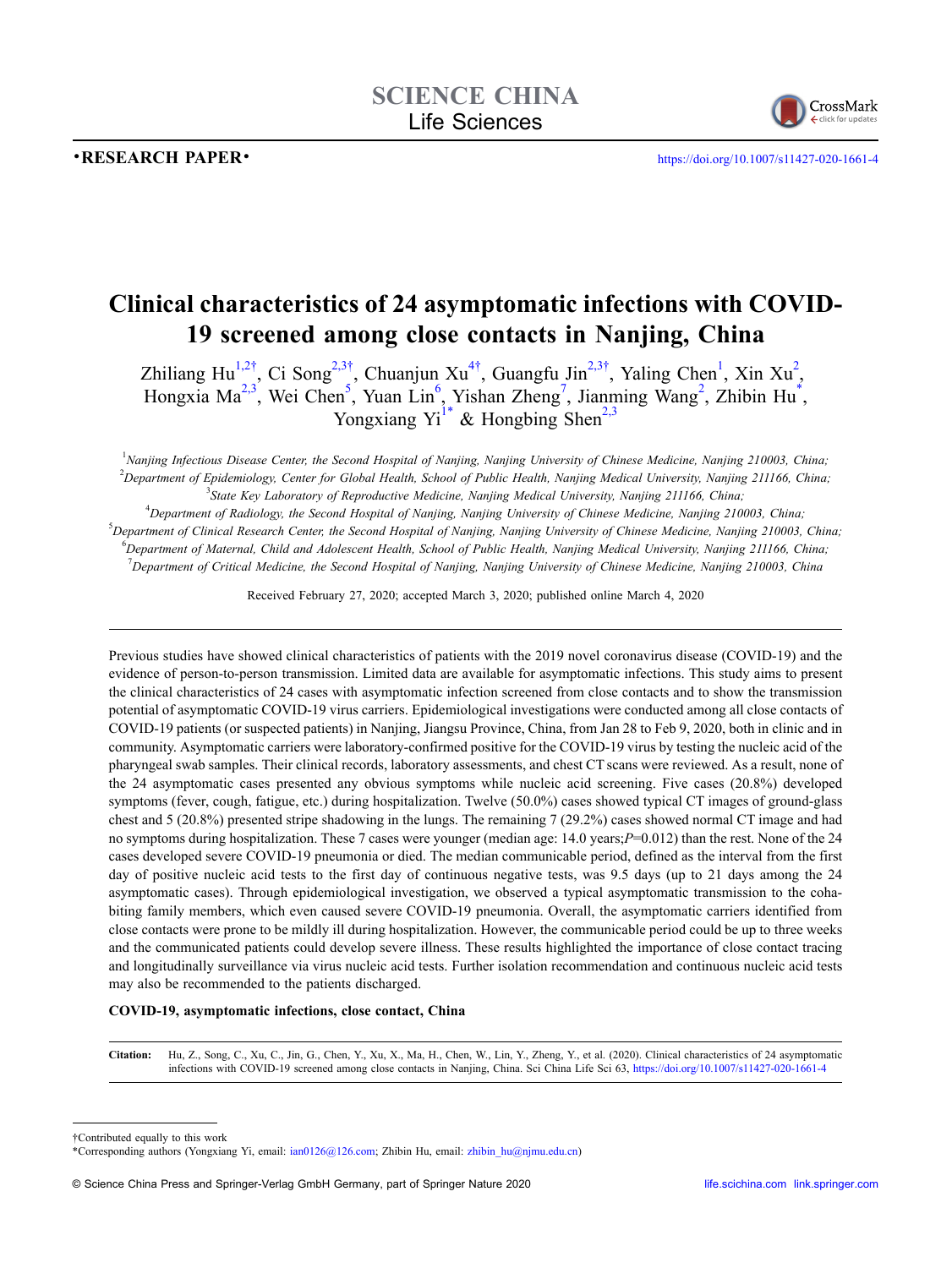SCIENCE CHINA
Life Sciences

•RESEARCH PAPER•

https://doi.org/10.1007/s11427-020-1661-4

# Clinical characteristics of 24 asymptomatic infections with COVID-19 screened among close contacts in Nanjing, China

Zhiliang Hu[1,2†], Ci Song[2,3†], Chuanjun Xu[4†], Guangfu Jin[2,3†], Yaling Chen[1], Xin Xu[2], Hongxia Ma[2,3], Wei Chen[5], Yuan Lin[6], Yishan Zheng[7], Jianming Wang[2], Zhibin Hu[*], Yongxiang Yi[1*] & Hongbing Shen[2,3]

[1]*Nanjing Infectious Disease Center, the Second Hospital of Nanjing, Nanjing University of Chinese Medicine, Nanjing 210003, China;*
[2]*Department of Epidemiology, Center for Global Health, School of Public Health, Nanjing Medical University, Nanjing 211166, China;*
[3]*State Key Laboratory of Reproductive Medicine, Nanjing Medical University, Nanjing 211166, China;*
[4]*Department of Radiology, the Second Hospital of Nanjing, Nanjing University of Chinese Medicine, Nanjing 210003, China;*
[5]*Department of Clinical Research Center, the Second Hospital of Nanjing, Nanjing University of Chinese Medicine, Nanjing 210003, China;*
[6]*Department of Maternal, Child and Adolescent Health, School of Public Health, Nanjing Medical University, Nanjing 211166, China;*
[7]*Department of Critical Medicine, the Second Hospital of Nanjing, Nanjing University of Chinese Medicine, Nanjing 210003, China*

Received February 27, 2020; accepted March 3, 2020; published online March 4, 2020

Previous studies have showed clinical characteristics of patients with the 2019 novel coronavirus disease (COVID-19) and the evidence of person-to-person transmission. Limited data are available for asymptomatic infections. This study aims to present the clinical characteristics of 24 cases with asymptomatic infection screened from close contacts and to show the transmission potential of asymptomatic COVID-19 virus carriers. Epidemiological investigations were conducted among all close contacts of COVID-19 patients (or suspected patients) in Nanjing, Jiangsu Province, China, from Jan 28 to Feb 9, 2020, both in clinic and in community. Asymptomatic carriers were laboratory-confirmed positive for the COVID-19 virus by testing the nucleic acid of the pharyngeal swab samples. Their clinical records, laboratory assessments, and chest CT scans were reviewed. As a result, none of the 24 asymptomatic cases presented any obvious symptoms while nucleic acid screening. Five cases (20.8%) developed symptoms (fever, cough, fatigue, etc.) during hospitalization. Twelve (50.0%) cases showed typical CT images of ground-glass chest and 5 (20.8%) presented stripe shadowing in the lungs. The remaining 7 (29.2%) cases showed normal CT image and had no symptoms during hospitalization. These 7 cases were younger (median age: 14.0 years; $P$=0.012) than the rest. None of the 24 cases developed severe COVID-19 pneumonia or died. The median communicable period, defined as the interval from the first day of positive nucleic acid tests to the first day of continuous negative tests, was 9.5 days (up to 21 days among the 24 asymptomatic cases). Through epidemiological investigation, we observed a typical asymptomatic transmission to the cohabiting family members, which even caused severe COVID-19 pneumonia. Overall, the asymptomatic carriers identified from close contacts were prone to be mildly ill during hospitalization. However, the communicable period could be up to three weeks and the communicated patients could develop severe illness. These results highlighted the importance of close contact tracing and longitudinally surveillance via virus nucleic acid tests. Further isolation recommendation and continuous nucleic acid tests may also be recommended to the patients discharged.

**COVID-19, asymptomatic infections, close contact, China**

**Citation:** Hu, Z., Song, C., Xu, C., Jin, G., Chen, Y., Xu, X., Ma, H., Chen, W., Lin, Y., Zheng, Y., et al. (2020). Clinical characteristics of 24 asymptomatic infections with COVID-19 screened among close contacts in Nanjing, China. Sci China Life Sci 63, https://doi.org/10.1007/s11427-020-1661-4

†Contributed equally to this work
*Corresponding authors (Yongxiang Yi, email: ian0126@126.com; Zhibin Hu, email: zhibin_hu@njmu.edu.cn)

© Science China Press and Springer-Verlag GmbH Germany, part of Springer Nature 2020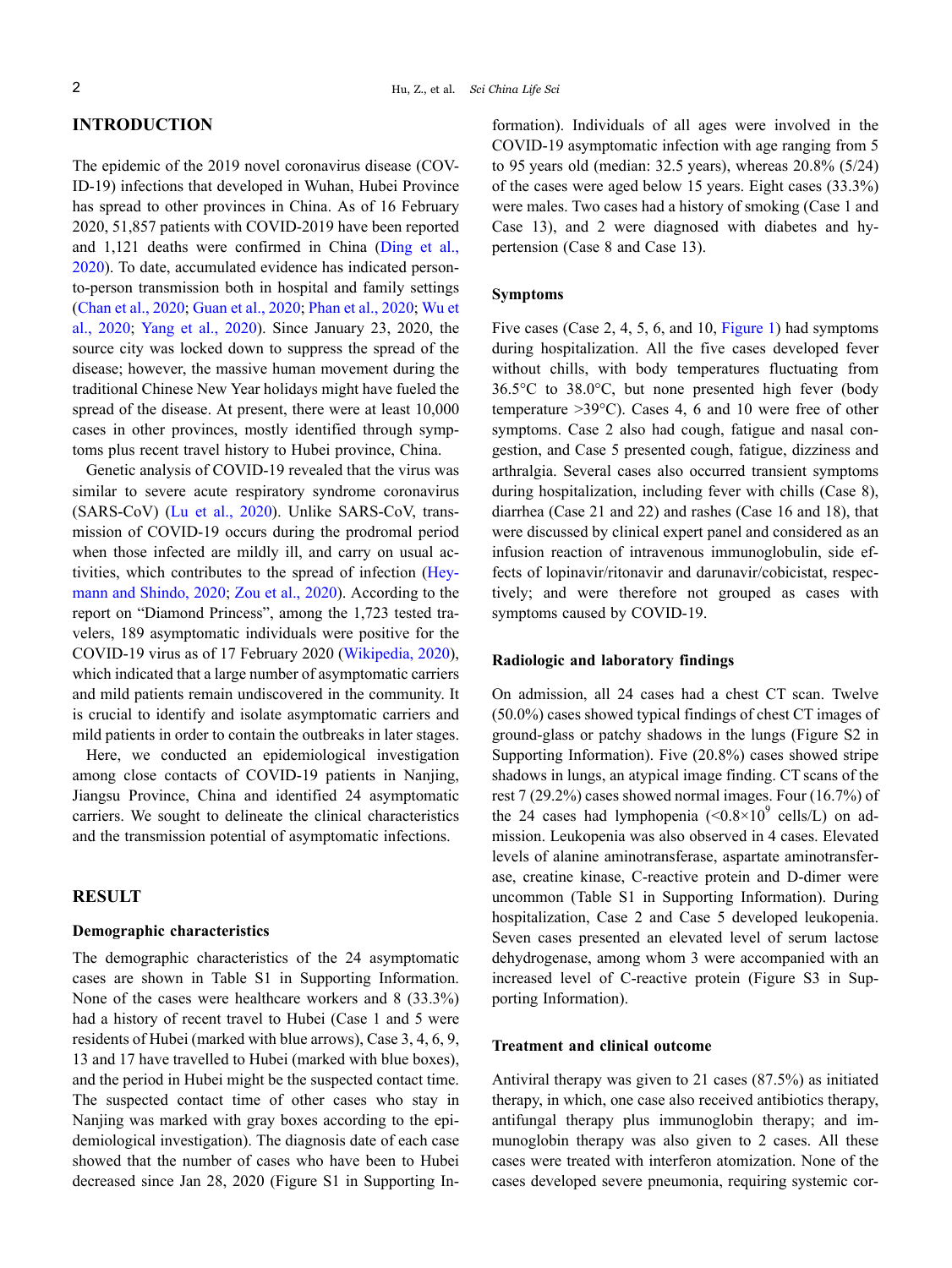## INTRODUCTION

The epidemic of the 2019 novel coronavirus disease (COVID-19) infections that developed in Wuhan, Hubei Province has spread to other provinces in China. As of 16 February 2020, 51,857 patients with COVID-2019 have been reported and 1,121 deaths were confirmed in China (Ding et al., 2020). To date, accumulated evidence has indicated person-to-person transmission both in hospital and family settings (Chan et al., 2020; Guan et al., 2020; Phan et al., 2020; Wu et al., 2020; Yang et al., 2020). Since January 23, 2020, the source city was locked down to suppress the spread of the disease; however, the massive human movement during the traditional Chinese New Year holidays might have fueled the spread of the disease. At present, there were at least 10,000 cases in other provinces, mostly identified through symptoms plus recent travel history to Hubei province, China.

Genetic analysis of COVID-19 revealed that the virus was similar to severe acute respiratory syndrome coronavirus (SARS-CoV) (Lu et al., 2020). Unlike SARS-CoV, transmission of COVID-19 occurs during the prodromal period when those infected are mildly ill, and carry on usual activities, which contributes to the spread of infection (Heymann and Shindo, 2020; Zou et al., 2020). According to the report on "Diamond Princess", among the 1,723 tested travelers, 189 asymptomatic individuals were positive for the COVID-19 virus as of 17 February 2020 (Wikipedia, 2020), which indicated that a large number of asymptomatic carriers and mild patients remain undiscovered in the community. It is crucial to identify and isolate asymptomatic carriers and mild patients in order to contain the outbreaks in later stages.

Here, we conducted an epidemiological investigation among close contacts of COVID-19 patients in Nanjing, Jiangsu Province, China and identified 24 asymptomatic carriers. We sought to delineate the clinical characteristics and the transmission potential of asymptomatic infections.

## RESULT

### Demographic characteristics

The demographic characteristics of the 24 asymptomatic cases are shown in Table S1 in Supporting Information. None of the cases were healthcare workers and 8 (33.3%) had a history of recent travel to Hubei (Case 1 and 5 were residents of Hubei (marked with blue arrows), Case 3, 4, 6, 9, 13 and 17 have travelled to Hubei (marked with blue boxes), and the period in Hubei might be the suspected contact time. The suspected contact time of other cases who stay in Nanjing was marked with gray boxes according to the epidemiological investigation). The diagnosis date of each case showed that the number of cases who have been to Hubei decreased since Jan 28, 2020 (Figure S1 in Supporting Information). Individuals of all ages were involved in the COVID-19 asymptomatic infection with age ranging from 5 to 95 years old (median: 32.5 years), whereas 20.8% (5/24) of the cases were aged below 15 years. Eight cases (33.3%) were males. Two cases had a history of smoking (Case 1 and Case 13), and 2 were diagnosed with diabetes and hypertension (Case 8 and Case 13).

### Symptoms

Five cases (Case 2, 4, 5, 6, and 10, Figure 1) had symptoms during hospitalization. All the five cases developed fever without chills, with body temperatures fluctuating from 36.5°C to 38.0°C, but none presented high fever (body temperature >39°C). Cases 4, 6 and 10 were free of other symptoms. Case 2 also had cough, fatigue and nasal congestion, and Case 5 presented cough, fatigue, dizziness and arthralgia. Several cases also occurred transient symptoms during hospitalization, including fever with chills (Case 8), diarrhea (Case 21 and 22) and rashes (Case 16 and 18), that were discussed by clinical expert panel and considered as an infusion reaction of intravenous immunoglobulin, side effects of lopinavir/ritonavir and darunavir/cobicistat, respectively; and were therefore not grouped as cases with symptoms caused by COVID-19.

### Radiologic and laboratory findings

On admission, all 24 cases had a chest CT scan. Twelve (50.0%) cases showed typical findings of chest CT images of ground-glass or patchy shadows in the lungs (Figure S2 in Supporting Information). Five (20.8%) cases showed stripe shadows in lungs, an atypical image finding. CT scans of the rest 7 (29.2%) cases showed normal images. Four (16.7%) of the 24 cases had lymphopenia (<$0.8\times10^9$ cells/L) on admission. Leukopenia was also observed in 4 cases. Elevated levels of alanine aminotransferase, aspartate aminotransferase, creatine kinase, C-reactive protein and D-dimer were uncommon (Table S1 in Supporting Information). During hospitalization, Case 2 and Case 5 developed leukopenia. Seven cases presented an elevated level of serum lactose dehydrogenase, among whom 3 were accompanied with an increased level of C-reactive protein (Figure S3 in Supporting Information).

### Treatment and clinical outcome

Antiviral therapy was given to 21 cases (87.5%) as initiated therapy, in which, one case also received antibiotics therapy, antifungal therapy plus immunoglobin therapy; and immunoglobin therapy was also given to 2 cases. All these cases were treated with interferon atomization. None of the cases developed severe pneumonia, requiring systemic cor-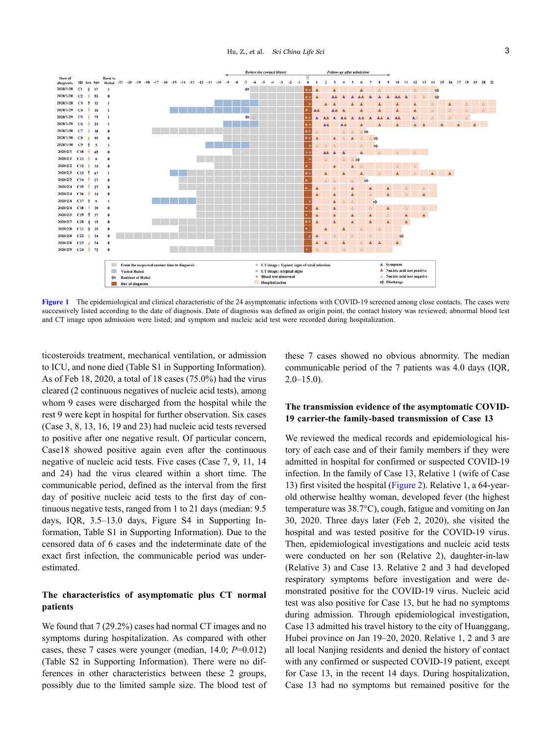**Figure 1** The epidemiological and clinical characteristic of the 24 asymptomatic infections with COVID-19 screened among close contacts. The cases were successively listed according to the date of diagnosis. Date of diagnosis was defined as origin point, the contact history was reviewed; abnormal blood test and CT image upon admission were listed; and symptom and nucleic acid test were recorded during hospitalization.

ticosteroids treatment, mechanical ventilation, or admission to ICU, and none died (Table S1 in Supporting Information). As of Feb 18, 2020, a total of 18 cases (75.0%) had the virus cleared (2 continuous negatives of nucleic acid tests), among whom 9 cases were discharged from the hospital while the rest 9 were kept in hospital for further observation. Six cases (Case 3, 8, 13, 16, 19 and 23) had nucleic acid tests reversed to positive after one negative result. Of particular concern, Case18 showed positive again even after the continuous negative of nucleic acid tests. Five cases (Case 7, 9, 11, 14 and 24) had the virus cleared within a short time. The communicable period, defined as the interval from the first day of positive nucleic acid tests to the first day of continuous negative tests, ranged from 1 to 21 days (median: 9.5 days, IQR, 3.5–13.0 days, Figure S4 in Supporting Information, Table S1 in Supporting Information). Due to the censored data of 6 cases and the indeterminate date of the exact first infection, the communicable period was underestimated.

## The characteristics of asymptomatic plus CT normal patients

We found that 7 (29.2%) cases had normal CT images and no symptoms during hospitalization. As compared with other cases, these 7 cases were younger (median, 14.0; $P$=0.012) (Table S2 in Supporting Information). There were no differences in other characteristics between these 2 groups, possibly due to the limited sample size. The blood test of these 7 cases showed no obvious abnormity. The median communicable period of the 7 patients was 4.0 days (IQR, 2.0–15.0).

## The transmission evidence of the asymptomatic COVID-19 carrier-the family-based transmission of Case 13

We reviewed the medical records and epidemiological history of each case and of their family members if they were admitted in hospital for confirmed or suspected COVID-19 infection. In the family of Case 13, Relative 1 (wife of Case 13) first visited the hospital (Figure 2). Relative 1, a 64-year-old otherwise healthy woman, developed fever (the highest temperature was 38.7°C), cough, fatigue and vomiting on Jan 30, 2020. Three days later (Feb 2, 2020), she visited the hospital and was tested positive for the COVID-19 virus. Then, epidemiological investigations and nucleic acid tests were conducted on her son (Relative 2), daughter-in-law (Relative 3) and Case 13. Relative 2 and 3 had developed respiratory symptoms before investigation and were demonstrated positive for the COVID-19 virus. Nucleic acid test was also positive for Case 13, but he had no symptoms during admission. Through epidemiological investigation, Case 13 admitted his travel history to the city of Huanggang, Hubei province on Jan 19–20, 2020. Relative 1, 2 and 3 are all local Nanjing residents and denied the history of contact with any confirmed or suspected COVID-19 patient, except for Case 13, in the recent 14 days. During hospitalization, Case 13 had no symptoms but remained positive for the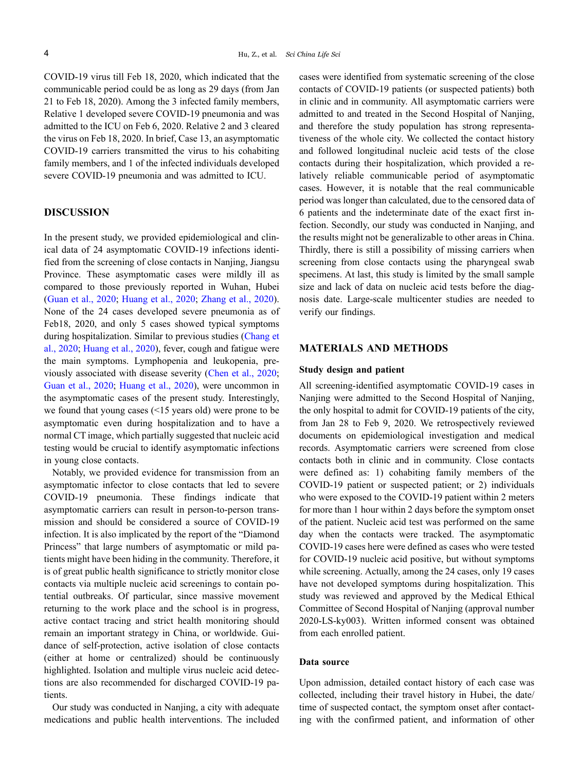COVID-19 virus till Feb 18, 2020, which indicated that the communicable period could be as long as 29 days (from Jan 21 to Feb 18, 2020). Among the 3 infected family members, Relative 1 developed severe COVID-19 pneumonia and was admitted to the ICU on Feb 6, 2020. Relative 2 and 3 cleared the virus on Feb 18, 2020. In brief, Case 13, an asymptomatic COVID-19 carriers transmitted the virus to his cohabiting family members, and 1 of the infected individuals developed severe COVID-19 pneumonia and was admitted to ICU.

## DISCUSSION

In the present study, we provided epidemiological and clinical data of 24 asymptomatic COVID-19 infections identified from the screening of close contacts in Nanjing, Jiangsu Province. These asymptomatic cases were mildly ill as compared to those previously reported in Wuhan, Hubei (Guan et al., 2020; Huang et al., 2020; Zhang et al., 2020). None of the 24 cases developed severe pneumonia as of Feb18, 2020, and only 5 cases showed typical symptoms during hospitalization. Similar to previous studies (Chang et al., 2020; Huang et al., 2020), fever, cough and fatigue were the main symptoms. Lymphopenia and leukopenia, previously associated with disease severity (Chen et al., 2020; Guan et al., 2020; Huang et al., 2020), were uncommon in the asymptomatic cases of the present study. Interestingly, we found that young cases (<15 years old) were prone to be asymptomatic even during hospitalization and to have a normal CT image, which partially suggested that nucleic acid testing would be crucial to identify asymptomatic infections in young close contacts.

Notably, we provided evidence for transmission from an asymptomatic infector to close contacts that led to severe COVID-19 pneumonia. These findings indicate that asymptomatic carriers can result in person-to-person transmission and should be considered a source of COVID-19 infection. It is also implicated by the report of the "Diamond Princess" that large numbers of asymptomatic or mild patients might have been hiding in the community. Therefore, it is of great public health significance to strictly monitor close contacts via multiple nucleic acid screenings to contain potential outbreaks. Of particular, since massive movement returning to the work place and the school is in progress, active contact tracing and strict health monitoring should remain an important strategy in China, or worldwide. Guidance of self-protection, active isolation of close contacts (either at home or centralized) should be continuously highlighted. Isolation and multiple virus nucleic acid detections are also recommended for discharged COVID-19 patients.

Our study was conducted in Nanjing, a city with adequate medications and public health interventions. The included cases were identified from systematic screening of the close contacts of COVID-19 patients (or suspected patients) both in clinic and in community. All asymptomatic carriers were admitted to and treated in the Second Hospital of Nanjing, and therefore the study population has strong representativeness of the whole city. We collected the contact history and followed longitudinal nucleic acid tests of the close contacts during their hospitalization, which provided a relatively reliable communicable period of asymptomatic cases. However, it is notable that the real communicable period was longer than calculated, due to the censored data of 6 patients and the indeterminate date of the exact first infection. Secondly, our study was conducted in Nanjing, and the results might not be generalizable to other areas in China. Thirdly, there is still a possibility of missing carriers when screening from close contacts using the pharyngeal swab specimens. At last, this study is limited by the small sample size and lack of data on nucleic acid tests before the diagnosis date. Large-scale multicenter studies are needed to verify our findings.

## MATERIALS AND METHODS

### Study design and patient

All screening-identified asymptomatic COVID-19 cases in Nanjing were admitted to the Second Hospital of Nanjing, the only hospital to admit for COVID-19 patients of the city, from Jan 28 to Feb 9, 2020. We retrospectively reviewed documents on epidemiological investigation and medical records. Asymptomatic carriers were screened from close contacts both in clinic and in community. Close contacts were defined as: 1) cohabiting family members of the COVID-19 patient or suspected patient; or 2) individuals who were exposed to the COVID-19 patient within 2 meters for more than 1 hour within 2 days before the symptom onset of the patient. Nucleic acid test was performed on the same day when the contacts were tracked. The asymptomatic COVID-19 cases here were defined as cases who were tested for COVID-19 nucleic acid positive, but without symptoms while screening. Actually, among the 24 cases, only 19 cases have not developed symptoms during hospitalization. This study was reviewed and approved by the Medical Ethical Committee of Second Hospital of Nanjing (approval number 2020-LS-ky003). Written informed consent was obtained from each enrolled patient.

### Data source

Upon admission, detailed contact history of each case was collected, including their travel history in Hubei, the date/time of suspected contact, the symptom onset after contacting with the confirmed patient, and information of other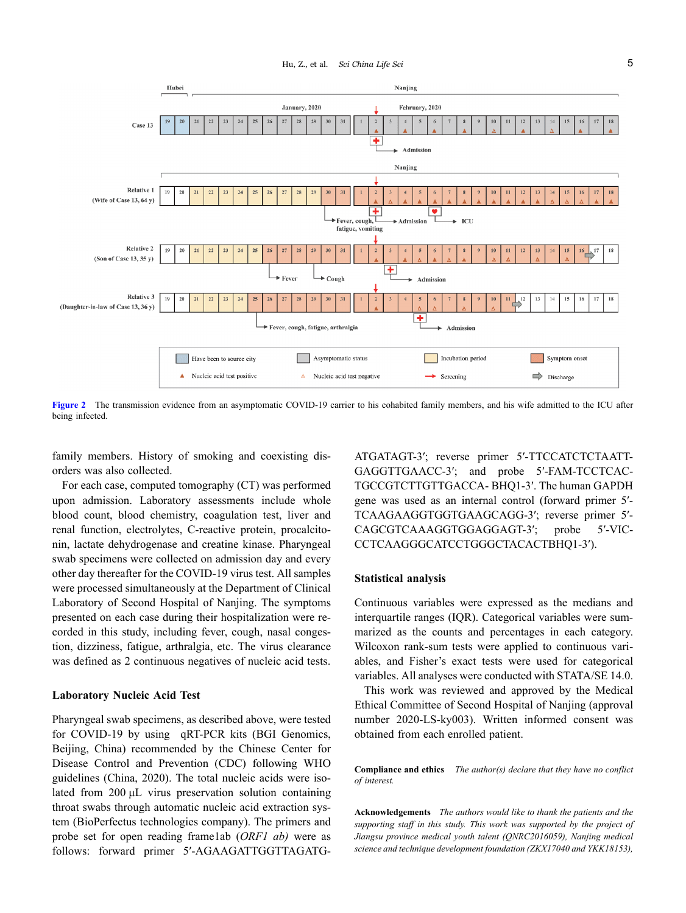**Figure 2** The transmission evidence from an asymptomatic COVID-19 carrier to his cohabited family members, and his wife admitted to the ICU after being infected.

family members. History of smoking and coexisting disorders was also collected.

For each case, computed tomography (CT) was performed upon admission. Laboratory assessments include whole blood count, blood chemistry, coagulation test, liver and renal function, electrolytes, C-reactive protein, procalcitonin, lactate dehydrogenase and creatine kinase. Pharyngeal swab specimens were collected on admission day and every other day thereafter for the COVID-19 virus test. All samples were processed simultaneously at the Department of Clinical Laboratory of Second Hospital of Nanjing. The symptoms presented on each case during their hospitalization were recorded in this study, including fever, cough, nasal congestion, dizziness, fatigue, arthralgia, etc. The virus clearance was defined as 2 continuous negatives of nucleic acid tests.

### Laboratory Nucleic Acid Test

Pharyngeal swab specimens, as described above, were tested for COVID-19 by using qRT-PCR kits (BGI Genomics, Beijing, China) recommended by the Chinese Center for Disease Control and Prevention (CDC) following WHO guidelines (China, 2020). The total nucleic acids were isolated from 200 μL virus preservation solution containing throat swabs through automatic nucleic acid extraction system (BioPerfectus technologies company). The primers and probe set for open reading frame1ab (*ORF1 ab*) were as follows: forward primer 5′-AGAAGATTGGTTAGATGATGATAGT-3′; reverse primer 5′-TTCCATCTCTAATTGAGGTTGAACC-3′; and probe 5′-FAM-TCCTCACTGCCGTCTTGTTGACCA- BHQ1-3′. The human GAPDH gene was used as an internal control (forward primer 5′-TCAAGAAGGTGGTGAAGCAGG-3′; reverse primer 5′-CAGCGTCAAAGGTGGAGGAGT-3′; probe 5′-VIC-CCTCAAGGGCATCCTGGGCTACACTBHQ1-3′).

### Statistical analysis

Continuous variables were expressed as the medians and interquartile ranges (IQR). Categorical variables were summarized as the counts and percentages in each category. Wilcoxon rank-sum tests were applied to continuous variables, and Fisher's exact tests were used for categorical variables. All analyses were conducted with STATA/SE 14.0.

This work was reviewed and approved by the Medical Ethical Committee of Second Hospital of Nanjing (approval number 2020-LS-ky003). Written informed consent was obtained from each enrolled patient.

**Compliance and ethics** *The author(s) declare that they have no conflict of interest.*

**Acknowledgements** *The authors would like to thank the patients and the supporting staff in this study. This work was supported by the project of Jiangsu province medical youth talent (QNRC2016059), Nanjing medical science and technique development foundation (ZKX17040 and YKK18153),*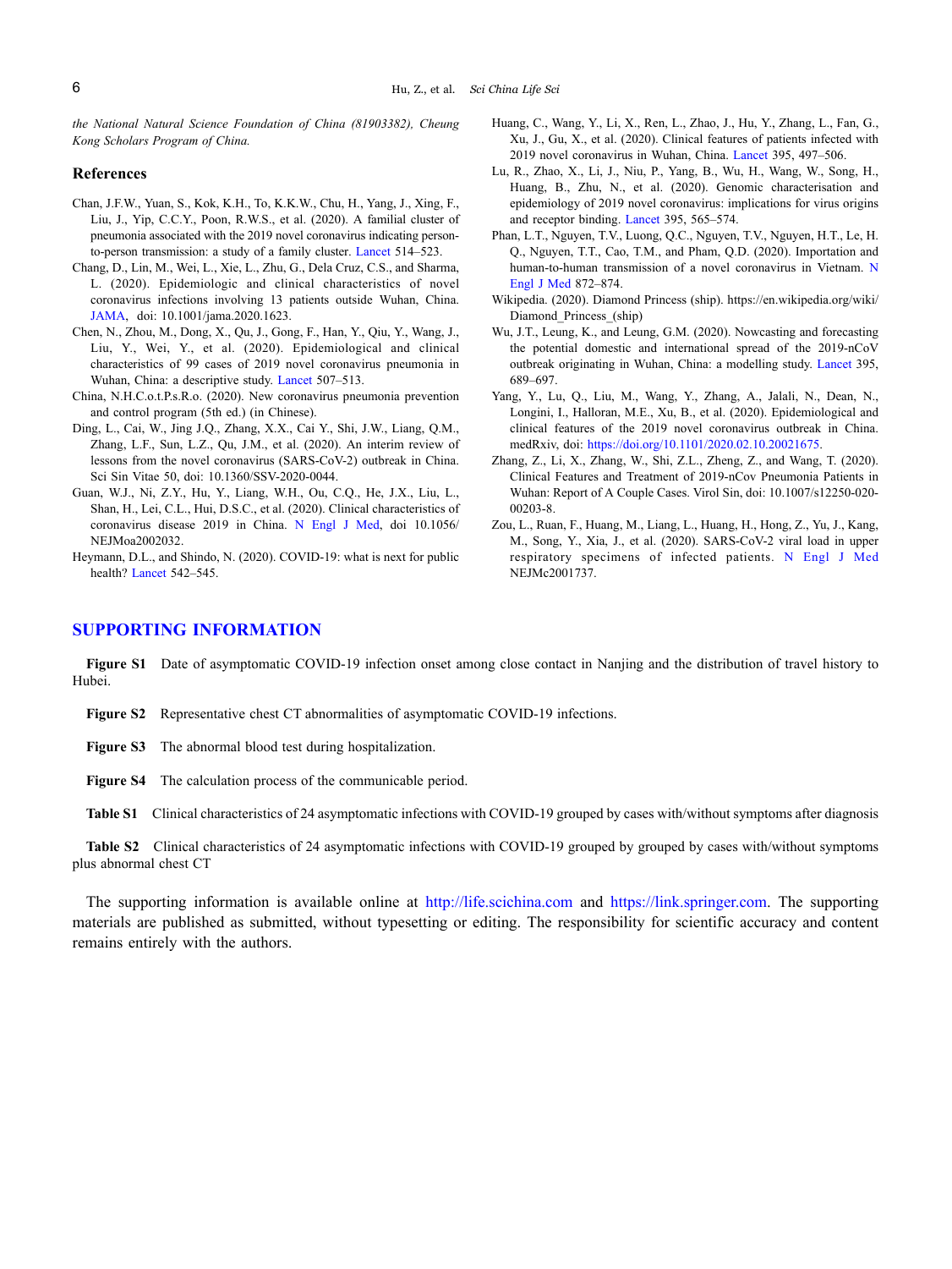*the National Natural Science Foundation of China (81903382), Cheung Kong Scholars Program of China.*

## References

Chan, J.F.W., Yuan, S., Kok, K.H., To, K.K.W., Chu, H., Yang, J., Xing, F., Liu, J., Yip, C.C.Y., Poon, R.W.S., et al. (2020). A familial cluster of pneumonia associated with the 2019 novel coronavirus indicating person-to-person transmission: a study of a family cluster. Lancet 514–523.

Chang, D., Lin, M., Wei, L., Xie, L., Zhu, G., Dela Cruz, C.S., and Sharma, L. (2020). Epidemiologic and clinical characteristics of novel coronavirus infections involving 13 patients outside Wuhan, China. JAMA, doi: 10.1001/jama.2020.1623.

Chen, N., Zhou, M., Dong, X., Qu, J., Gong, F., Han, Y., Qiu, Y., Wang, J., Liu, Y., Wei, Y., et al. (2020). Epidemiological and clinical characteristics of 99 cases of 2019 novel coronavirus pneumonia in Wuhan, China: a descriptive study. Lancet 507–513.

China, N.H.C.o.t.P.s.R.o. (2020). New coronavirus pneumonia prevention and control program (5th ed.) (in Chinese).

Ding, L., Cai, W., Jing J.Q., Zhang, X.X., Cai Y., Shi, J.W., Liang, Q.M., Zhang, L.F., Sun, L.Z., Qu, J.M., et al. (2020). An interim review of lessons from the novel coronavirus (SARS-CoV-2) outbreak in China. Sci Sin Vitae 50, doi: 10.1360/SSV-2020-0044.

Guan, W.J., Ni, Z.Y., Hu, Y., Liang, W.H., Ou, C.Q., He, J.X., Liu, L., Shan, H., Lei, C.L., Hui, D.S.C., et al. (2020). Clinical characteristics of coronavirus disease 2019 in China. N Engl J Med, doi 10.1056/NEJMoa2002032.

Heymann, D.L., and Shindo, N. (2020). COVID-19: what is next for public health? Lancet 542–545.

Huang, C., Wang, Y., Li, X., Ren, L., Zhao, J., Hu, Y., Zhang, L., Fan, G., Xu, J., Gu, X., et al. (2020). Clinical features of patients infected with 2019 novel coronavirus in Wuhan, China. Lancet 395, 497–506.

Lu, R., Zhao, X., Li, J., Niu, P., Yang, B., Wu, H., Wang, W., Song, H., Huang, B., Zhu, N., et al. (2020). Genomic characterisation and epidemiology of 2019 novel coronavirus: implications for virus origins and receptor binding. Lancet 395, 565–574.

Phan, L.T., Nguyen, T.V., Luong, Q.C., Nguyen, T.V., Nguyen, H.T., Le, H. Q., Nguyen, T.T., Cao, T.M., and Pham, Q.D. (2020). Importation and human-to-human transmission of a novel coronavirus in Vietnam. N Engl J Med 872–874.

Wikipedia. (2020). Diamond Princess (ship). https://en.wikipedia.org/wiki/Diamond_Princess_(ship)

Wu, J.T., Leung, K., and Leung, G.M. (2020). Nowcasting and forecasting the potential domestic and international spread of the 2019-nCoV outbreak originating in Wuhan, China: a modelling study. Lancet 395, 689–697.

Yang, Y., Lu, Q., Liu, M., Wang, Y., Zhang, A., Jalali, N., Dean, N., Longini, I., Halloran, M.E., Xu, B., et al. (2020). Epidemiological and clinical features of the 2019 novel coronavirus outbreak in China. medRxiv, doi: https://doi.org/10.1101/2020.02.10.20021675.

Zhang, Z., Li, X., Zhang, W., Shi, Z.L., Zheng, Z., and Wang, T. (2020). Clinical Features and Treatment of 2019-nCov Pneumonia Patients in Wuhan: Report of A Couple Cases. Virol Sin, doi: 10.1007/s12250-020-00203-8.

Zou, L., Ruan, F., Huang, M., Liang, L., Huang, H., Hong, Z., Yu, J., Kang, M., Song, Y., Xia, J., et al. (2020). SARS-CoV-2 viral load in upper respiratory specimens of infected patients. N Engl J Med NEJMc2001737.

## SUPPORTING INFORMATION

**Figure S1** Date of asymptomatic COVID-19 infection onset among close contact in Nanjing and the distribution of travel history to Hubei.

**Figure S2** Representative chest CT abnormalities of asymptomatic COVID-19 infections.

**Figure S3** The abnormal blood test during hospitalization.

**Figure S4** The calculation process of the communicable period.

**Table S1** Clinical characteristics of 24 asymptomatic infections with COVID-19 grouped by cases with/without symptoms after diagnosis

**Table S2** Clinical characteristics of 24 asymptomatic infections with COVID-19 grouped by grouped by cases with/without symptoms plus abnormal chest CT

The supporting information is available online at http://life.scichina.com and https://link.springer.com. The supporting materials are published as submitted, without typesetting or editing. The responsibility for scientific accuracy and content remains entirely with the authors.